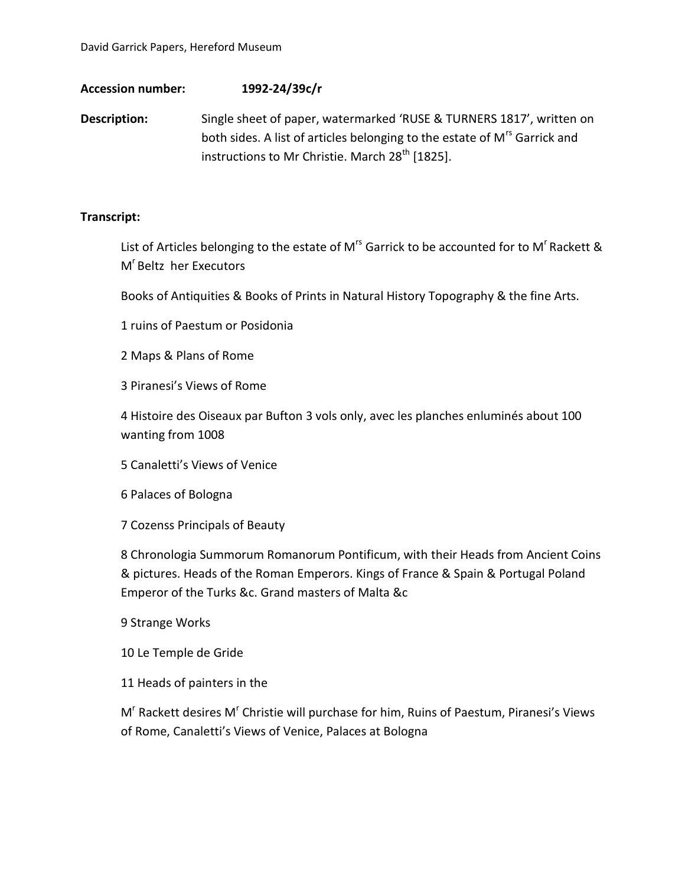**Accession number:** 1992-24/39c/r

**Description:** Single sheet of paper, watermarked 'RUSE & TURNERS 1817', written on both sides. A list of articles belonging to the estate of M$^{rs}$ Garrick and instructions to Mr Christie. March 28$^{th}$ [1825].

**Transcript:**

List of Articles belonging to the estate of M$^{rs}$ Garrick to be accounted for to M$^{r}$ Rackett & M$^{r}$ Beltz her Executors

Books of Antiquities & Books of Prints in Natural History Topography & the fine Arts.

1 ruins of Paestum or Posidonia

2 Maps & Plans of Rome

3 Piranesi's Views of Rome

4 Histoire des Oiseaux par Bufton 3 vols only, avec les planches enluminés about 100 wanting from 1008

5 Canaletti's Views of Venice

6 Palaces of Bologna

7 Cozenss Principals of Beauty

8 Chronologia Summorum Romanorum Pontificum, with their Heads from Ancient Coins & pictures. Heads of the Roman Emperors. Kings of France & Spain & Portugal Poland Emperor of the Turks &c. Grand masters of Malta &c

9 Strange Works

10 Le Temple de Gride

11 Heads of painters in the

M$^{r}$ Rackett desires M$^{r}$ Christie will purchase for him, Ruins of Paestum, Piranesi's Views of Rome, Canaletti's Views of Venice, Palaces at Bologna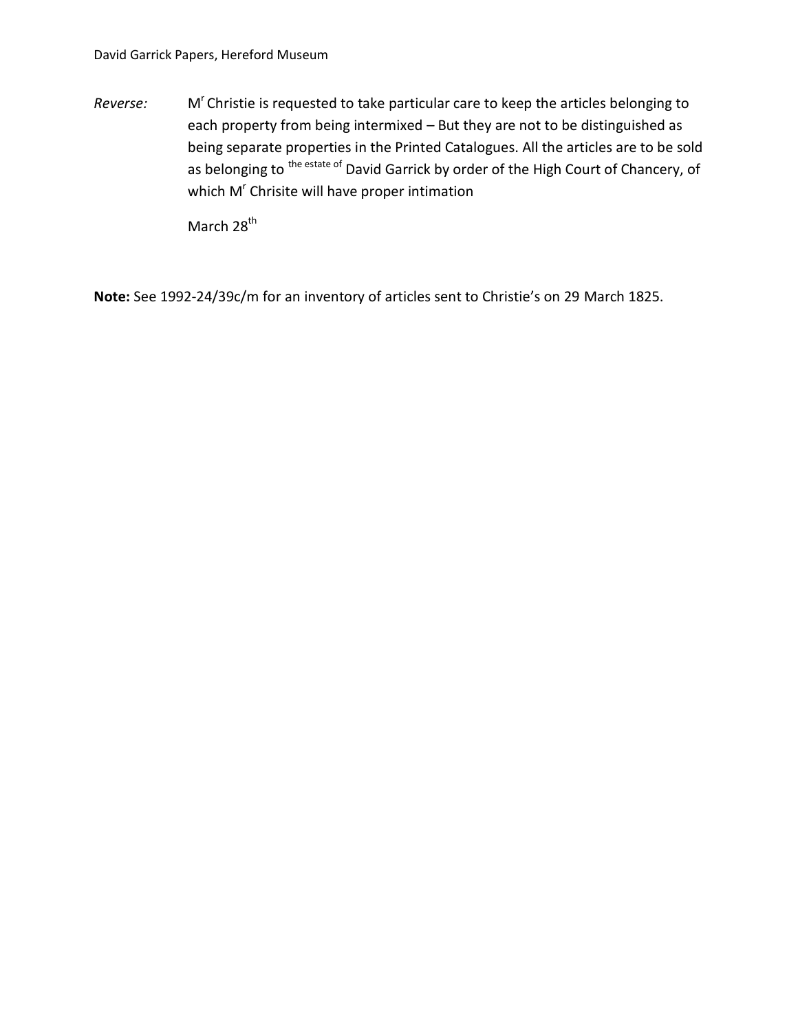*Reverse:* M[r] Christie is requested to take particular care to keep the articles belonging to each property from being intermixed – But they are not to be distinguished as being separate properties in the Printed Catalogues. All the articles are to be sold as belonging to [the estate of] David Garrick by order of the High Court of Chancery, of which M[r] Chrisite will have proper intimation

March 28[th]

**Note:** See 1992-24/39c/m for an inventory of articles sent to Christie's on 29 March 1825.